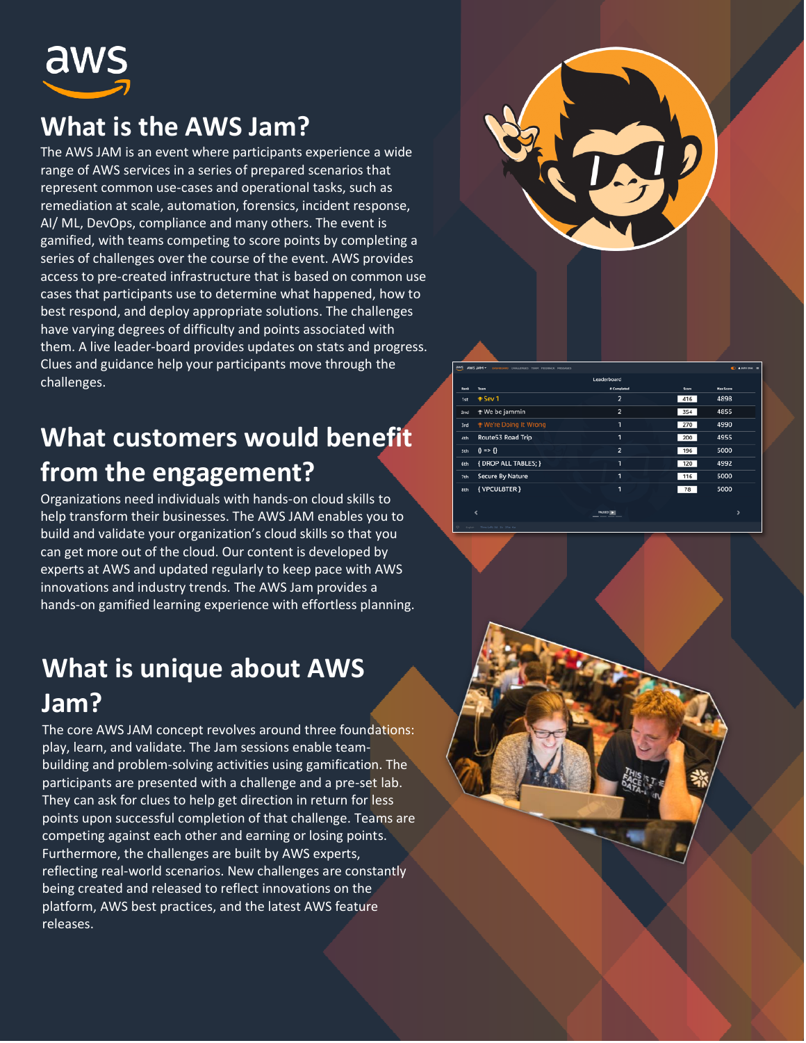# What is the AWS Jam?

The AWS JAM is an event where participants experience a wide range of AWS services in a series of prepared scenarios that represent common use-cases and operational tasks, such as remediation at scale, automation, forensics, incident response, AI/ ML, DevOps, compliance and many others. The event is gamified, with teams competing to score points by completing a series of challenges over the course of the event. AWS provides access to pre-created infrastructure that is based on common use cases that participants use to determine what happened, how to best respond, and deploy appropriate solutions. The challenges have varying degrees of difficulty and points associated with them. A live leader-board provides updates on stats and progress. Clues and guidance help your participants move through the challenges.

# What customers would benefit from the engagement?

Organizations need individuals with hands-on cloud skills to help transform their businesses. The AWS JAM enables you to build and validate your organization's cloud skills so that you can get more out of the cloud. Our content is developed by experts at AWS and updated regularly to keep pace with AWS innovations and industry trends. The AWS Jam provides a hands-on gamified learning experience with effortless planning.

# What is unique about AWS Jam?

The core AWS JAM concept revolves around three foundations: play, learn, and validate. The Jam sessions enable team-building and problem-solving activities using gamification. The participants are presented with a challenge and a pre-set lab. They can ask for clues to help get direction in return for less points upon successful completion of that challenge. Teams are competing against each other and earning or losing points. Furthermore, the challenges are built by AWS experts, reflecting real-world scenarios. New challenges are constantly being created and released to reflect innovations on the platform, AWS best practices, and the latest AWS feature releases.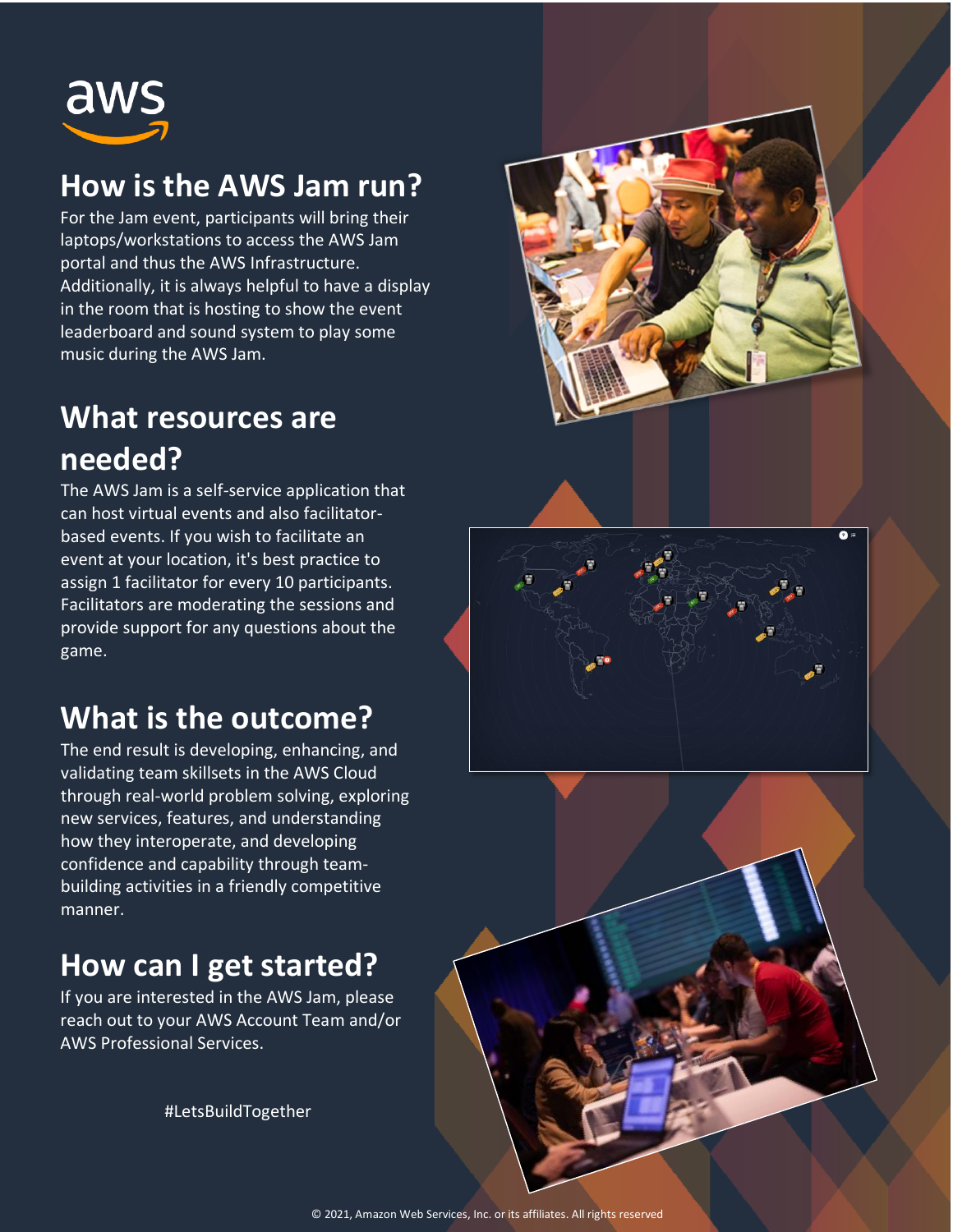## How is the AWS Jam run?

For the Jam event, participants will bring their laptops/workstations to access the AWS Jam portal and thus the AWS Infrastructure. Additionally, it is always helpful to have a display in the room that is hosting to show the event leaderboard and sound system to play some music during the AWS Jam.

## What resources are needed?

The AWS Jam is a self-service application that can host virtual events and also facilitator-based events. If you wish to facilitate an event at your location, it's best practice to assign 1 facilitator for every 10 participants. Facilitators are moderating the sessions and provide support for any questions about the game.

## What is the outcome?

The end result is developing, enhancing, and validating team skillsets in the AWS Cloud through real-world problem solving, exploring new services, features, and understanding how they interoperate, and developing confidence and capability through team-building activities in a friendly competitive manner.

## How can I get started?

If you are interested in the AWS Jam, please reach out to your AWS Account Team and/or AWS Professional Services.

#LetsBuildTogether

© 2021, Amazon Web Services, Inc. or its affiliates. All rights reserved